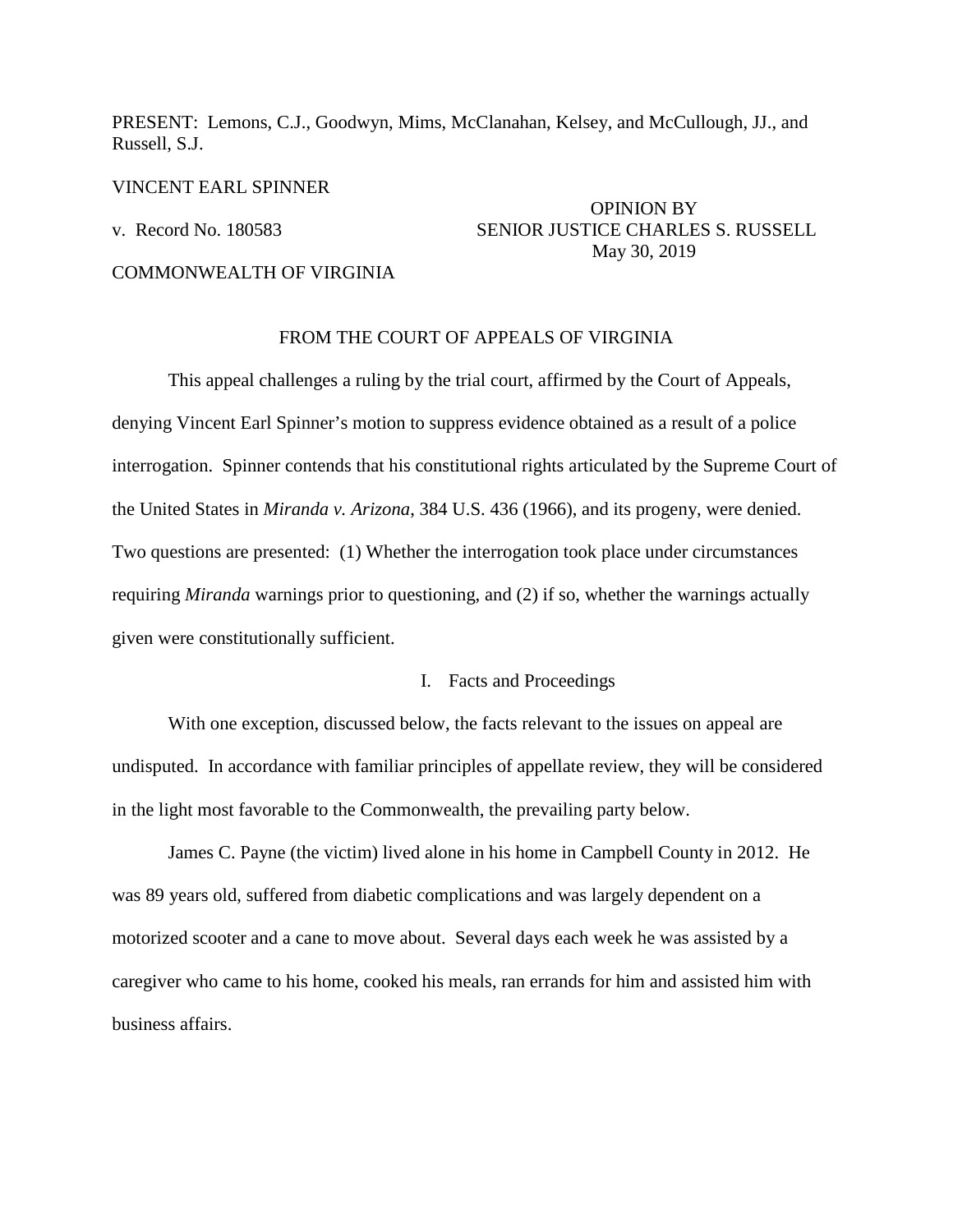PRESENT: Lemons, C.J., Goodwyn, Mims, McClanahan, Kelsey, and McCullough, JJ., and Russell, S.J.

VINCENT EARL SPINNER

v. Record No. 180583

COMMONWEALTH OF VIRGINIA

OPINION BY
SENIOR JUSTICE CHARLES S. RUSSELL
May 30, 2019

FROM THE COURT OF APPEALS OF VIRGINIA

This appeal challenges a ruling by the trial court, affirmed by the Court of Appeals, denying Vincent Earl Spinner's motion to suppress evidence obtained as a result of a police interrogation. Spinner contends that his constitutional rights articulated by the Supreme Court of the United States in *Miranda v. Arizona*, 384 U.S. 436 (1966), and its progeny, were denied. Two questions are presented: (1) Whether the interrogation took place under circumstances requiring *Miranda* warnings prior to questioning, and (2) if so, whether the warnings actually given were constitutionally sufficient.

## I. Facts and Proceedings

With one exception, discussed below, the facts relevant to the issues on appeal are undisputed. In accordance with familiar principles of appellate review, they will be considered in the light most favorable to the Commonwealth, the prevailing party below.

James C. Payne (the victim) lived alone in his home in Campbell County in 2012. He was 89 years old, suffered from diabetic complications and was largely dependent on a motorized scooter and a cane to move about. Several days each week he was assisted by a caregiver who came to his home, cooked his meals, ran errands for him and assisted him with business affairs.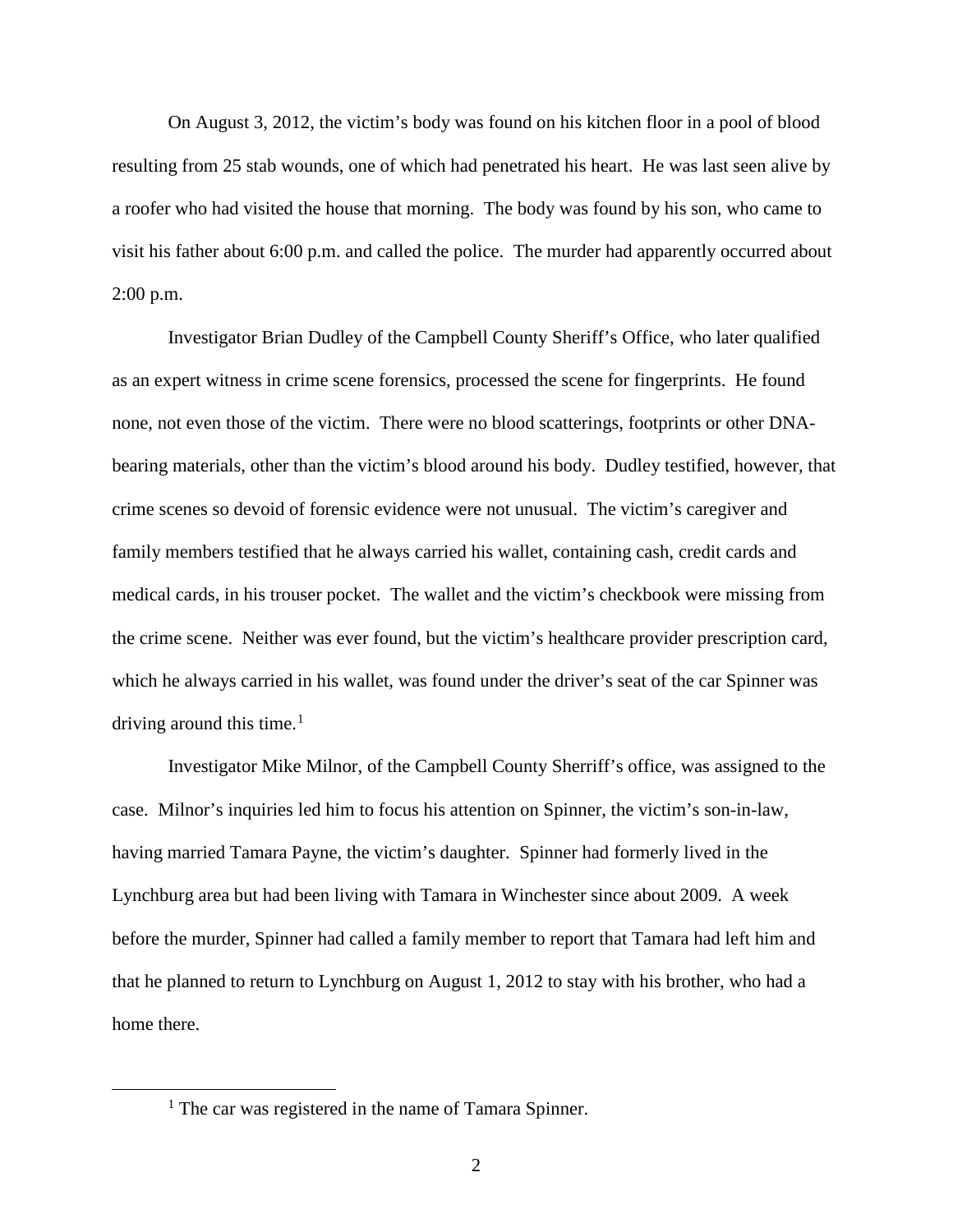On August 3, 2012, the victim's body was found on his kitchen floor in a pool of blood resulting from 25 stab wounds, one of which had penetrated his heart. He was last seen alive by a roofer who had visited the house that morning. The body was found by his son, who came to visit his father about 6:00 p.m. and called the police. The murder had apparently occurred about 2:00 p.m.

Investigator Brian Dudley of the Campbell County Sheriff's Office, who later qualified as an expert witness in crime scene forensics, processed the scene for fingerprints. He found none, not even those of the victim. There were no blood scatterings, footprints or other DNA-bearing materials, other than the victim's blood around his body. Dudley testified, however, that crime scenes so devoid of forensic evidence were not unusual. The victim's caregiver and family members testified that he always carried his wallet, containing cash, credit cards and medical cards, in his trouser pocket. The wallet and the victim's checkbook were missing from the crime scene. Neither was ever found, but the victim's healthcare provider prescription card, which he always carried in his wallet, was found under the driver's seat of the car Spinner was driving around this time.[1]

Investigator Mike Milnor, of the Campbell County Sherriff's office, was assigned to the case. Milnor's inquiries led him to focus his attention on Spinner, the victim's son-in-law, having married Tamara Payne, the victim's daughter. Spinner had formerly lived in the Lynchburg area but had been living with Tamara in Winchester since about 2009. A week before the murder, Spinner had called a family member to report that Tamara had left him and that he planned to return to Lynchburg on August 1, 2012 to stay with his brother, who had a home there.

[1] The car was registered in the name of Tamara Spinner.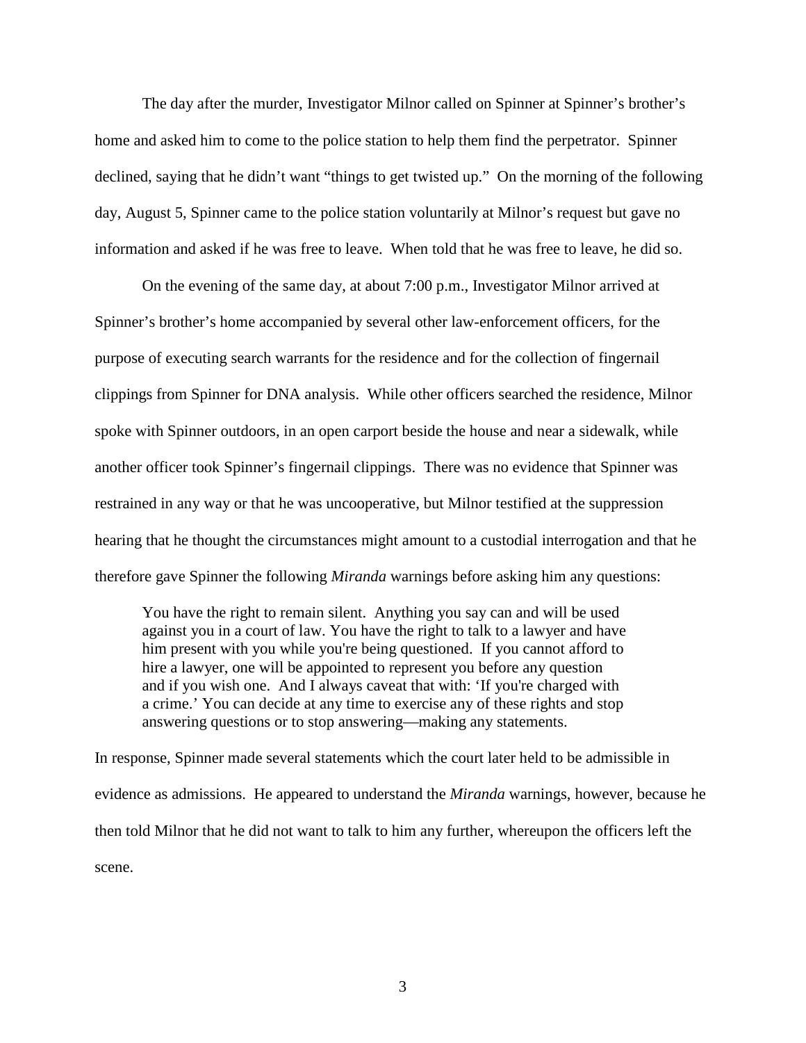The day after the murder, Investigator Milnor called on Spinner at Spinner's brother's home and asked him to come to the police station to help them find the perpetrator. Spinner declined, saying that he didn't want "things to get twisted up." On the morning of the following day, August 5, Spinner came to the police station voluntarily at Milnor's request but gave no information and asked if he was free to leave. When told that he was free to leave, he did so.

On the evening of the same day, at about 7:00 p.m., Investigator Milnor arrived at Spinner's brother's home accompanied by several other law-enforcement officers, for the purpose of executing search warrants for the residence and for the collection of fingernail clippings from Spinner for DNA analysis. While other officers searched the residence, Milnor spoke with Spinner outdoors, in an open carport beside the house and near a sidewalk, while another officer took Spinner's fingernail clippings. There was no evidence that Spinner was restrained in any way or that he was uncooperative, but Milnor testified at the suppression hearing that he thought the circumstances might amount to a custodial interrogation and that he therefore gave Spinner the following *Miranda* warnings before asking him any questions:

> You have the right to remain silent. Anything you say can and will be used against you in a court of law. You have the right to talk to a lawyer and have him present with you while you're being questioned. If you cannot afford to hire a lawyer, one will be appointed to represent you before any question and if you wish one. And I always caveat that with: 'If you're charged with a crime.' You can decide at any time to exercise any of these rights and stop answering questions or to stop answering—making any statements.

In response, Spinner made several statements which the court later held to be admissible in evidence as admissions. He appeared to understand the *Miranda* warnings, however, because he then told Milnor that he did not want to talk to him any further, whereupon the officers left the scene.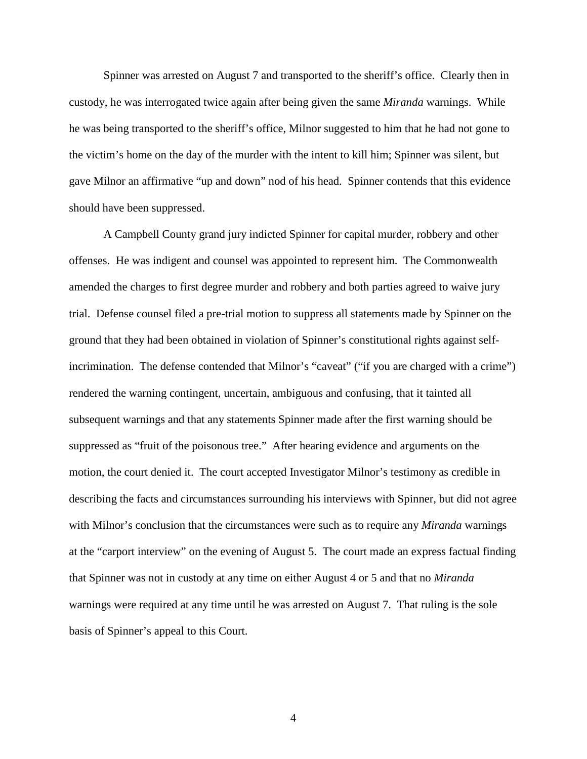Spinner was arrested on August 7 and transported to the sheriff's office. Clearly then in custody, he was interrogated twice again after being given the same *Miranda* warnings. While he was being transported to the sheriff's office, Milnor suggested to him that he had not gone to the victim's home on the day of the murder with the intent to kill him; Spinner was silent, but gave Milnor an affirmative "up and down" nod of his head. Spinner contends that this evidence should have been suppressed.

A Campbell County grand jury indicted Spinner for capital murder, robbery and other offenses. He was indigent and counsel was appointed to represent him. The Commonwealth amended the charges to first degree murder and robbery and both parties agreed to waive jury trial. Defense counsel filed a pre-trial motion to suppress all statements made by Spinner on the ground that they had been obtained in violation of Spinner's constitutional rights against self-incrimination. The defense contended that Milnor's "caveat" ("if you are charged with a crime") rendered the warning contingent, uncertain, ambiguous and confusing, that it tainted all subsequent warnings and that any statements Spinner made after the first warning should be suppressed as "fruit of the poisonous tree." After hearing evidence and arguments on the motion, the court denied it. The court accepted Investigator Milnor's testimony as credible in describing the facts and circumstances surrounding his interviews with Spinner, but did not agree with Milnor's conclusion that the circumstances were such as to require any *Miranda* warnings at the "carport interview" on the evening of August 5. The court made an express factual finding that Spinner was not in custody at any time on either August 4 or 5 and that no *Miranda* warnings were required at any time until he was arrested on August 7. That ruling is the sole basis of Spinner's appeal to this Court.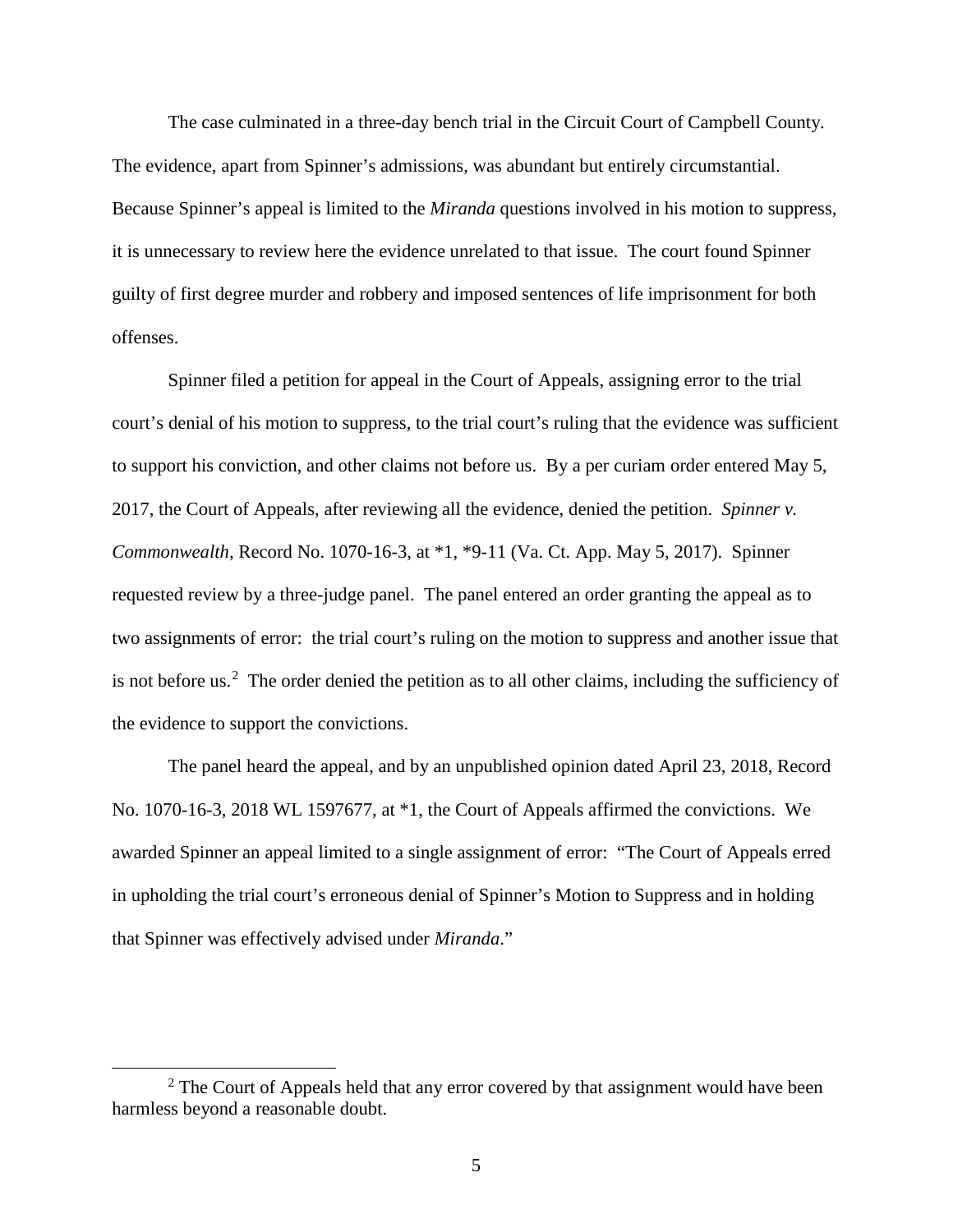The case culminated in a three-day bench trial in the Circuit Court of Campbell County. The evidence, apart from Spinner's admissions, was abundant but entirely circumstantial. Because Spinner's appeal is limited to the *Miranda* questions involved in his motion to suppress, it is unnecessary to review here the evidence unrelated to that issue. The court found Spinner guilty of first degree murder and robbery and imposed sentences of life imprisonment for both offenses.

Spinner filed a petition for appeal in the Court of Appeals, assigning error to the trial court's denial of his motion to suppress, to the trial court's ruling that the evidence was sufficient to support his conviction, and other claims not before us. By a per curiam order entered May 5, 2017, the Court of Appeals, after reviewing all the evidence, denied the petition. *Spinner v. Commonwealth*, Record No. 1070-16-3, at *1, *9-11 (Va. Ct. App. May 5, 2017). Spinner requested review by a three-judge panel. The panel entered an order granting the appeal as to two assignments of error: the trial court's ruling on the motion to suppress and another issue that is not before us.[2] The order denied the petition as to all other claims, including the sufficiency of the evidence to support the convictions.

The panel heard the appeal, and by an unpublished opinion dated April 23, 2018, Record No. 1070-16-3, 2018 WL 1597677, at *1, the Court of Appeals affirmed the convictions. We awarded Spinner an appeal limited to a single assignment of error: "The Court of Appeals erred in upholding the trial court's erroneous denial of Spinner's Motion to Suppress and in holding that Spinner was effectively advised under *Miranda*."

---

[2] The Court of Appeals held that any error covered by that assignment would have been harmless beyond a reasonable doubt.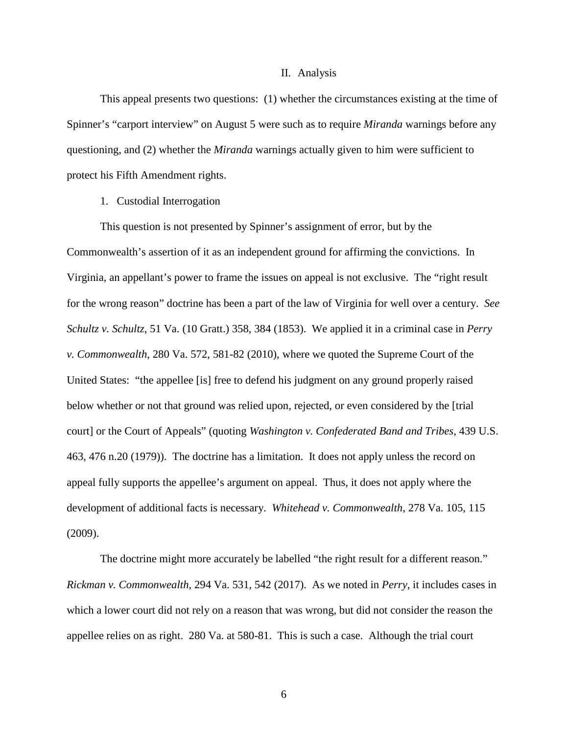## II. Analysis

This appeal presents two questions: (1) whether the circumstances existing at the time of Spinner's "carport interview" on August 5 were such as to require *Miranda* warnings before any questioning, and (2) whether the *Miranda* warnings actually given to him were sufficient to protect his Fifth Amendment rights.

### 1. Custodial Interrogation

This question is not presented by Spinner's assignment of error, but by the Commonwealth's assertion of it as an independent ground for affirming the convictions. In Virginia, an appellant's power to frame the issues on appeal is not exclusive. The "right result for the wrong reason" doctrine has been a part of the law of Virginia for well over a century. *See Schultz v. Schultz*, 51 Va. (10 Gratt.) 358, 384 (1853). We applied it in a criminal case in *Perry v. Commonwealth*, 280 Va. 572, 581-82 (2010), where we quoted the Supreme Court of the United States: "the appellee [is] free to defend his judgment on any ground properly raised below whether or not that ground was relied upon, rejected, or even considered by the [trial court] or the Court of Appeals" (quoting *Washington v. Confederated Band and Tribes*, 439 U.S. 463, 476 n.20 (1979)). The doctrine has a limitation. It does not apply unless the record on appeal fully supports the appellee's argument on appeal. Thus, it does not apply where the development of additional facts is necessary. *Whitehead v. Commonwealth*, 278 Va. 105, 115 (2009).

The doctrine might more accurately be labelled "the right result for a different reason." *Rickman v. Commonwealth*, 294 Va. 531, 542 (2017). As we noted in *Perry*, it includes cases in which a lower court did not rely on a reason that was wrong, but did not consider the reason the appellee relies on as right. 280 Va. at 580-81. This is such a case. Although the trial court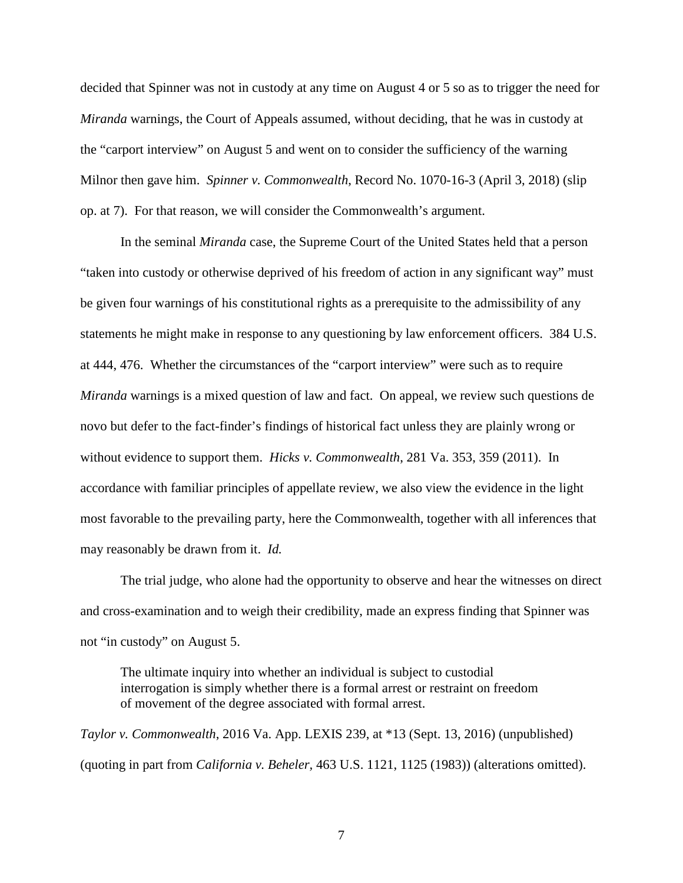decided that Spinner was not in custody at any time on August 4 or 5 so as to trigger the need for *Miranda* warnings, the Court of Appeals assumed, without deciding, that he was in custody at the "carport interview" on August 5 and went on to consider the sufficiency of the warning Milnor then gave him. *Spinner v. Commonwealth*, Record No. 1070-16-3 (April 3, 2018) (slip op. at 7). For that reason, we will consider the Commonwealth's argument.

In the seminal *Miranda* case, the Supreme Court of the United States held that a person "taken into custody or otherwise deprived of his freedom of action in any significant way" must be given four warnings of his constitutional rights as a prerequisite to the admissibility of any statements he might make in response to any questioning by law enforcement officers. 384 U.S. at 444, 476. Whether the circumstances of the "carport interview" were such as to require *Miranda* warnings is a mixed question of law and fact. On appeal, we review such questions de novo but defer to the fact-finder's findings of historical fact unless they are plainly wrong or without evidence to support them. *Hicks v. Commonwealth*, 281 Va. 353, 359 (2011). In accordance with familiar principles of appellate review, we also view the evidence in the light most favorable to the prevailing party, here the Commonwealth, together with all inferences that may reasonably be drawn from it. *Id.*

The trial judge, who alone had the opportunity to observe and hear the witnesses on direct and cross-examination and to weigh their credibility, made an express finding that Spinner was not "in custody" on August 5.

> The ultimate inquiry into whether an individual is subject to custodial interrogation is simply whether there is a formal arrest or restraint on freedom of movement of the degree associated with formal arrest.

*Taylor v. Commonwealth*, 2016 Va. App. LEXIS 239, at *13 (Sept. 13, 2016) (unpublished) (quoting in part from *California v. Beheler*, 463 U.S. 1121, 1125 (1983)) (alterations omitted).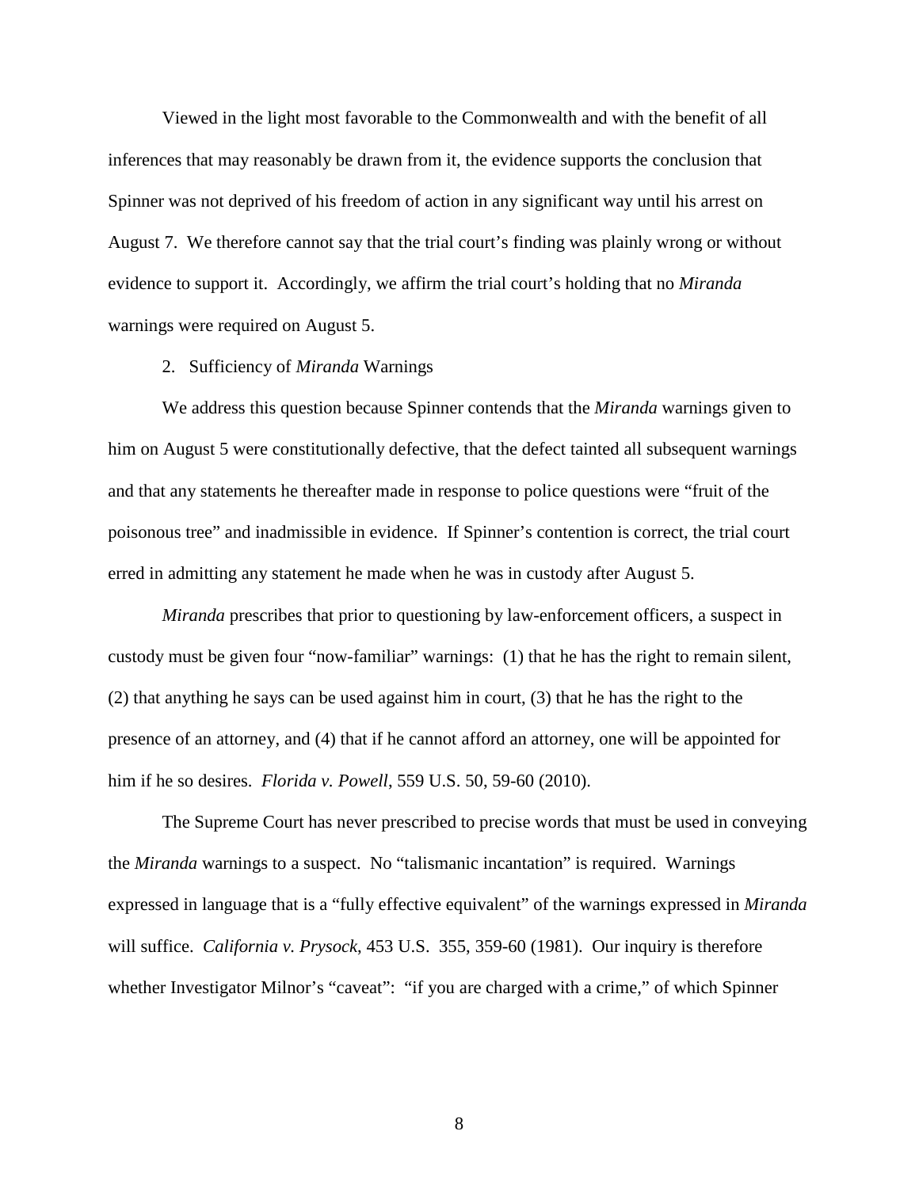Viewed in the light most favorable to the Commonwealth and with the benefit of all inferences that may reasonably be drawn from it, the evidence supports the conclusion that Spinner was not deprived of his freedom of action in any significant way until his arrest on August 7. We therefore cannot say that the trial court's finding was plainly wrong or without evidence to support it. Accordingly, we affirm the trial court's holding that no *Miranda* warnings were required on August 5.

2. Sufficiency of *Miranda* Warnings

We address this question because Spinner contends that the *Miranda* warnings given to him on August 5 were constitutionally defective, that the defect tainted all subsequent warnings and that any statements he thereafter made in response to police questions were "fruit of the poisonous tree" and inadmissible in evidence. If Spinner's contention is correct, the trial court erred in admitting any statement he made when he was in custody after August 5.

*Miranda* prescribes that prior to questioning by law-enforcement officers, a suspect in custody must be given four "now-familiar" warnings: (1) that he has the right to remain silent, (2) that anything he says can be used against him in court, (3) that he has the right to the presence of an attorney, and (4) that if he cannot afford an attorney, one will be appointed for him if he so desires. *Florida v. Powell*, 559 U.S. 50, 59-60 (2010).

The Supreme Court has never prescribed to precise words that must be used in conveying the *Miranda* warnings to a suspect. No "talismanic incantation" is required. Warnings expressed in language that is a "fully effective equivalent" of the warnings expressed in *Miranda* will suffice. *California v. Prysock*, 453 U.S. 355, 359-60 (1981). Our inquiry is therefore whether Investigator Milnor's "caveat": "if you are charged with a crime," of which Spinner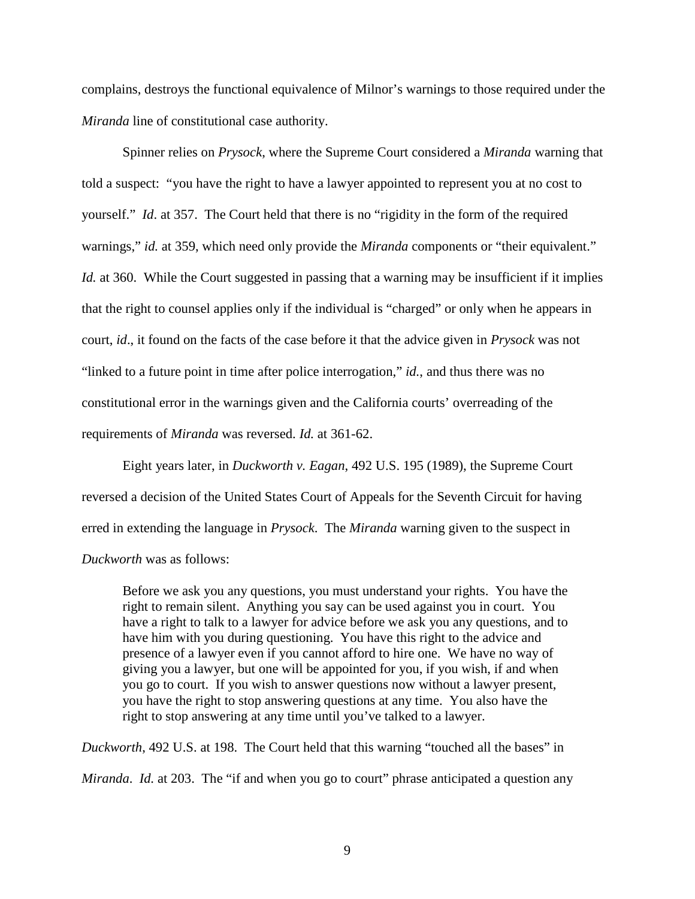complains, destroys the functional equivalence of Milnor's warnings to those required under the *Miranda* line of constitutional case authority.

Spinner relies on *Prysock*, where the Supreme Court considered a *Miranda* warning that told a suspect: "you have the right to have a lawyer appointed to represent you at no cost to yourself." *Id*. at 357. The Court held that there is no "rigidity in the form of the required warnings," *id.* at 359, which need only provide the *Miranda* components or "their equivalent." *Id.* at 360. While the Court suggested in passing that a warning may be insufficient if it implies that the right to counsel applies only if the individual is "charged" or only when he appears in court, *id*., it found on the facts of the case before it that the advice given in *Prysock* was not "linked to a future point in time after police interrogation," *id.*, and thus there was no constitutional error in the warnings given and the California courts' overreading of the requirements of *Miranda* was reversed. *Id.* at 361-62.

Eight years later, in *Duckworth v. Eagan*, 492 U.S. 195 (1989), the Supreme Court reversed a decision of the United States Court of Appeals for the Seventh Circuit for having erred in extending the language in *Prysock*. The *Miranda* warning given to the suspect in *Duckworth* was as follows:

> Before we ask you any questions, you must understand your rights. You have the right to remain silent. Anything you say can be used against you in court. You have a right to talk to a lawyer for advice before we ask you any questions, and to have him with you during questioning. You have this right to the advice and presence of a lawyer even if you cannot afford to hire one. We have no way of giving you a lawyer, but one will be appointed for you, if you wish, if and when you go to court. If you wish to answer questions now without a lawyer present, you have the right to stop answering questions at any time. You also have the right to stop answering at any time until you've talked to a lawyer.

*Duckworth*, 492 U.S. at 198. The Court held that this warning "touched all the bases" in *Miranda*. *Id.* at 203. The "if and when you go to court" phrase anticipated a question any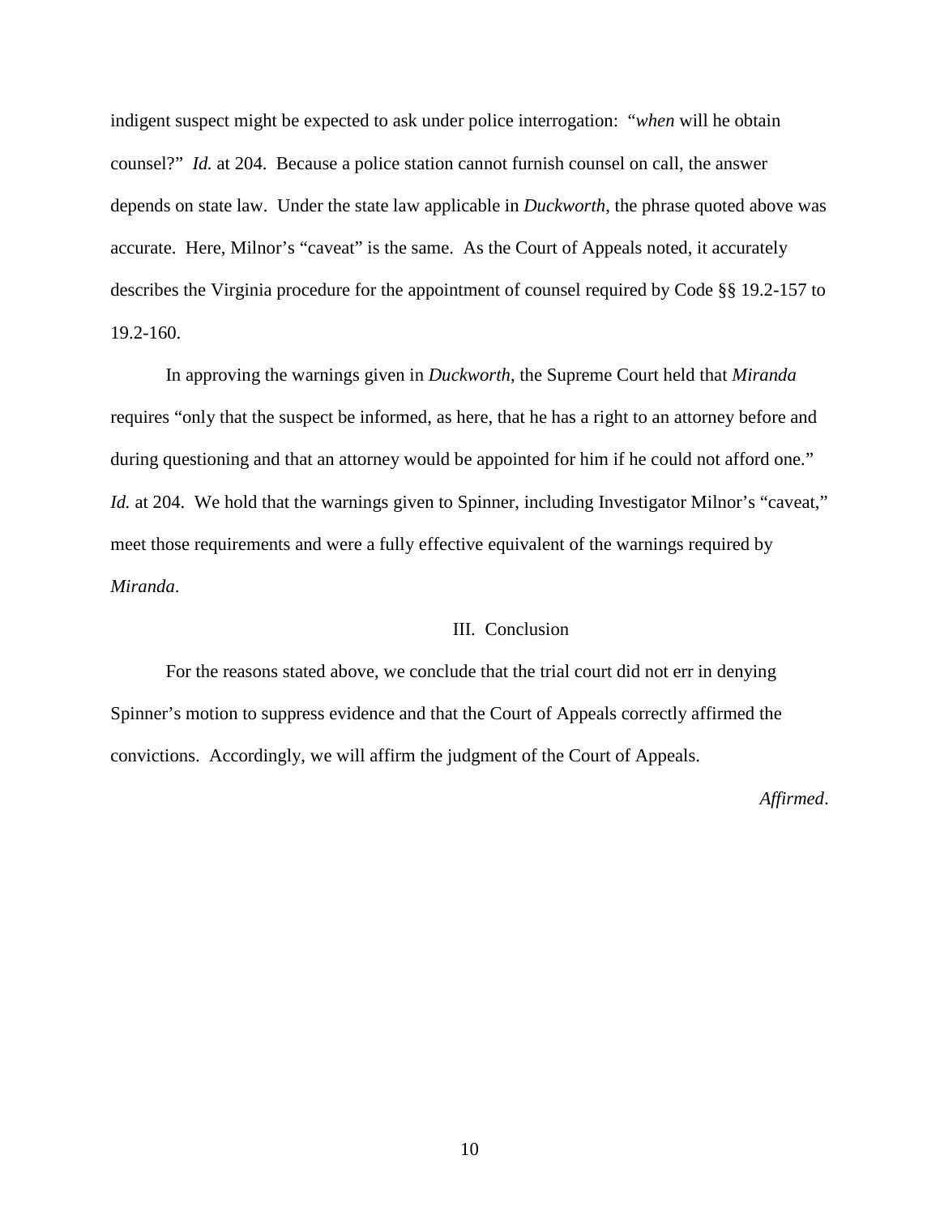indigent suspect might be expected to ask under police interrogation: "*when* will he obtain counsel?" *Id.* at 204. Because a police station cannot furnish counsel on call, the answer depends on state law. Under the state law applicable in *Duckworth*, the phrase quoted above was accurate. Here, Milnor's "caveat" is the same. As the Court of Appeals noted, it accurately describes the Virginia procedure for the appointment of counsel required by Code §§ 19.2-157 to 19.2-160.

In approving the warnings given in *Duckworth*, the Supreme Court held that *Miranda* requires "only that the suspect be informed, as here, that he has a right to an attorney before and during questioning and that an attorney would be appointed for him if he could not afford one." *Id.* at 204. We hold that the warnings given to Spinner, including Investigator Milnor's "caveat," meet those requirements and were a fully effective equivalent of the warnings required by *Miranda*.

## III. Conclusion

For the reasons stated above, we conclude that the trial court did not err in denying Spinner's motion to suppress evidence and that the Court of Appeals correctly affirmed the convictions. Accordingly, we will affirm the judgment of the Court of Appeals.

*Affirmed*.